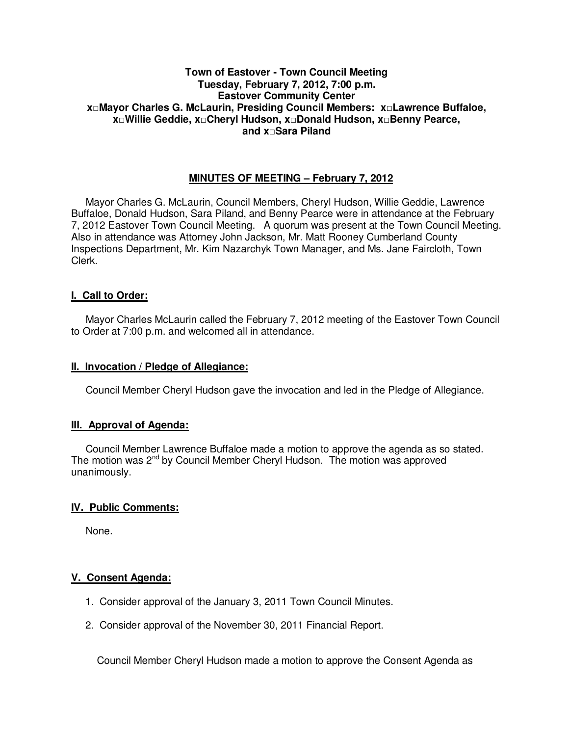**Town of Eastover - Town Council Meeting**
**Tuesday, February 7, 2012, 7:00 p.m.**
**Eastover Community Center**
**x□Mayor Charles G. McLaurin, Presiding Council Members: x□Lawrence Buffaloe, x□Willie Geddie, x□Cheryl Hudson, x□Donald Hudson, x□Benny Pearce, and x□Sara Piland**

## MINUTES OF MEETING – February 7, 2012

Mayor Charles G. McLaurin, Council Members, Cheryl Hudson, Willie Geddie, Lawrence Buffaloe, Donald Hudson, Sara Piland, and Benny Pearce were in attendance at the February 7, 2012 Eastover Town Council Meeting. A quorum was present at the Town Council Meeting. Also in attendance was Attorney John Jackson, Mr. Matt Rooney Cumberland County Inspections Department, Mr. Kim Nazarchyk Town Manager, and Ms. Jane Faircloth, Town Clerk.

### I. Call to Order:

Mayor Charles McLaurin called the February 7, 2012 meeting of the Eastover Town Council to Order at 7:00 p.m. and welcomed all in attendance.

### II. Invocation / Pledge of Allegiance:

Council Member Cheryl Hudson gave the invocation and led in the Pledge of Allegiance.

### III. Approval of Agenda:

Council Member Lawrence Buffaloe made a motion to approve the agenda as so stated. The motion was 2nd by Council Member Cheryl Hudson. The motion was approved unanimously.

### IV. Public Comments:

None.

### V. Consent Agenda:

1. Consider approval of the January 3, 2011 Town Council Minutes.
2. Consider approval of the November 30, 2011 Financial Report.

Council Member Cheryl Hudson made a motion to approve the Consent Agenda as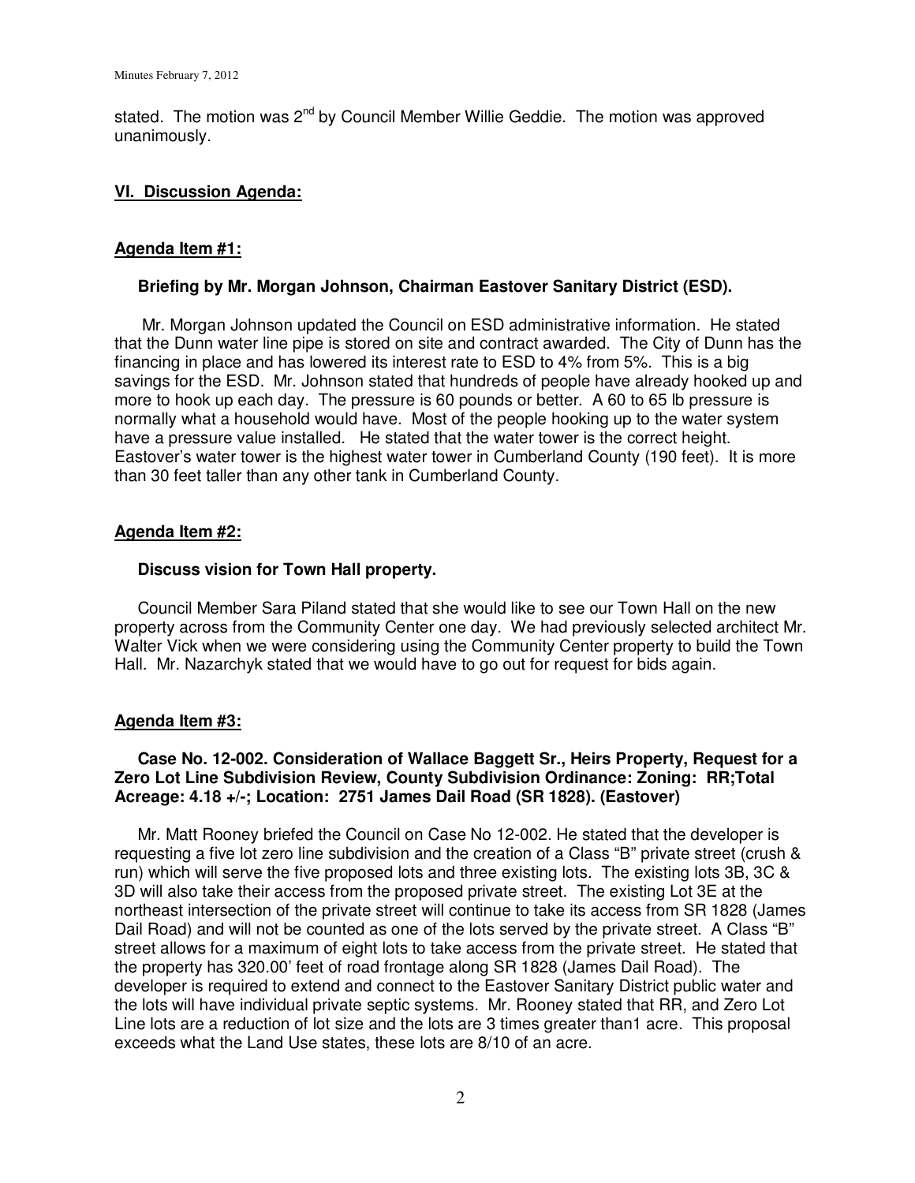stated. The motion was 2nd by Council Member Willie Geddie. The motion was approved unanimously.

## VI. Discussion Agenda:

### Agenda Item #1:

**Briefing by Mr. Morgan Johnson, Chairman Eastover Sanitary District (ESD).**

Mr. Morgan Johnson updated the Council on ESD administrative information. He stated that the Dunn water line pipe is stored on site and contract awarded. The City of Dunn has the financing in place and has lowered its interest rate to ESD to 4% from 5%. This is a big savings for the ESD. Mr. Johnson stated that hundreds of people have already hooked up and more to hook up each day. The pressure is 60 pounds or better. A 60 to 65 lb pressure is normally what a household would have. Most of the people hooking up to the water system have a pressure value installed. He stated that the water tower is the correct height. Eastover's water tower is the highest water tower in Cumberland County (190 feet). It is more than 30 feet taller than any other tank in Cumberland County.

### Agenda Item #2:

**Discuss vision for Town Hall property.**

Council Member Sara Piland stated that she would like to see our Town Hall on the new property across from the Community Center one day. We had previously selected architect Mr. Walter Vick when we were considering using the Community Center property to build the Town Hall. Mr. Nazarchyk stated that we would have to go out for request for bids again.

### Agenda Item #3:

**Case No. 12-002. Consideration of Wallace Baggett Sr., Heirs Property, Request for a Zero Lot Line Subdivision Review, County Subdivision Ordinance: Zoning: RR;Total Acreage: 4.18 +/-; Location: 2751 James Dail Road (SR 1828). (Eastover)**

Mr. Matt Rooney briefed the Council on Case No 12-002. He stated that the developer is requesting a five lot zero line subdivision and the creation of a Class "B" private street (crush & run) which will serve the five proposed lots and three existing lots. The existing lots 3B, 3C & 3D will also take their access from the proposed private street. The existing Lot 3E at the northeast intersection of the private street will continue to take its access from SR 1828 (James Dail Road) and will not be counted as one of the lots served by the private street. A Class "B" street allows for a maximum of eight lots to take access from the private street. He stated that the property has 320.00' feet of road frontage along SR 1828 (James Dail Road). The developer is required to extend and connect to the Eastover Sanitary District public water and the lots will have individual private septic systems. Mr. Rooney stated that RR, and Zero Lot Line lots are a reduction of lot size and the lots are 3 times greater than1 acre. This proposal exceeds what the Land Use states, these lots are 8/10 of an acre.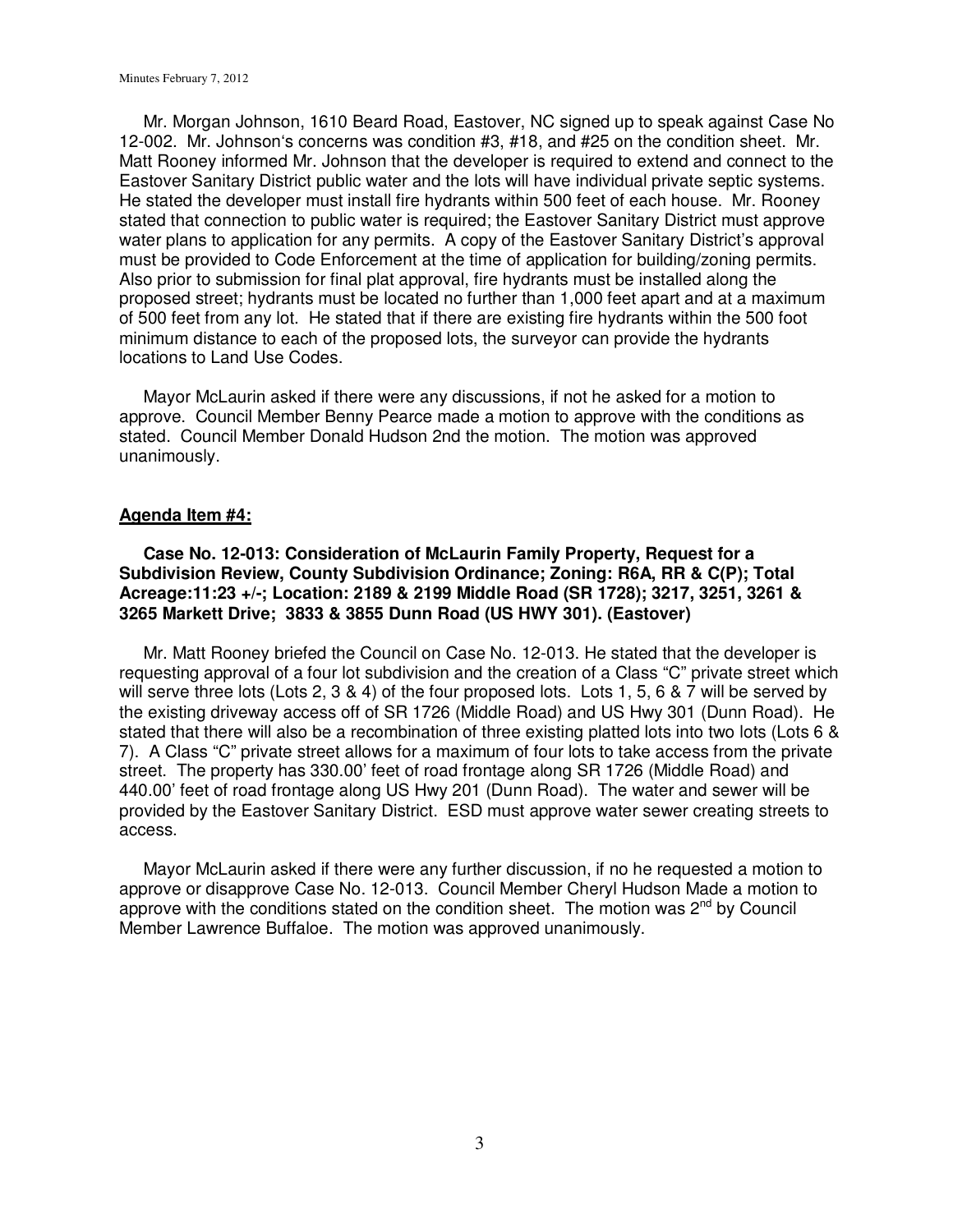Mr. Morgan Johnson, 1610 Beard Road, Eastover, NC signed up to speak against Case No 12-002. Mr. Johnson's concerns was condition #3, #18, and #25 on the condition sheet. Mr. Matt Rooney informed Mr. Johnson that the developer is required to extend and connect to the Eastover Sanitary District public water and the lots will have individual private septic systems. He stated the developer must install fire hydrants within 500 feet of each house. Mr. Rooney stated that connection to public water is required; the Eastover Sanitary District must approve water plans to application for any permits. A copy of the Eastover Sanitary District's approval must be provided to Code Enforcement at the time of application for building/zoning permits. Also prior to submission for final plat approval, fire hydrants must be installed along the proposed street; hydrants must be located no further than 1,000 feet apart and at a maximum of 500 feet from any lot. He stated that if there are existing fire hydrants within the 500 foot minimum distance to each of the proposed lots, the surveyor can provide the hydrants locations to Land Use Codes.

Mayor McLaurin asked if there were any discussions, if not he asked for a motion to approve. Council Member Benny Pearce made a motion to approve with the conditions as stated. Council Member Donald Hudson 2nd the motion. The motion was approved unanimously.

**Agenda Item #4:**

**Case No. 12-013: Consideration of McLaurin Family Property, Request for a Subdivision Review, County Subdivision Ordinance; Zoning: R6A, RR & C(P); Total Acreage:11:23 +/-; Location: 2189 & 2199 Middle Road (SR 1728); 3217, 3251, 3261 & 3265 Markett Drive; 3833 & 3855 Dunn Road (US HWY 301). (Eastover)**

Mr. Matt Rooney briefed the Council on Case No. 12-013. He stated that the developer is requesting approval of a four lot subdivision and the creation of a Class "C" private street which will serve three lots (Lots 2, 3 & 4) of the four proposed lots. Lots 1, 5, 6 & 7 will be served by the existing driveway access off of SR 1726 (Middle Road) and US Hwy 301 (Dunn Road). He stated that there will also be a recombination of three existing platted lots into two lots (Lots 6 & 7). A Class "C" private street allows for a maximum of four lots to take access from the private street. The property has 330.00' feet of road frontage along SR 1726 (Middle Road) and 440.00' feet of road frontage along US Hwy 201 (Dunn Road). The water and sewer will be provided by the Eastover Sanitary District. ESD must approve water sewer creating streets to access.

Mayor McLaurin asked if there were any further discussion, if no he requested a motion to approve or disapprove Case No. 12-013. Council Member Cheryl Hudson Made a motion to approve with the conditions stated on the condition sheet. The motion was 2nd by Council Member Lawrence Buffaloe. The motion was approved unanimously.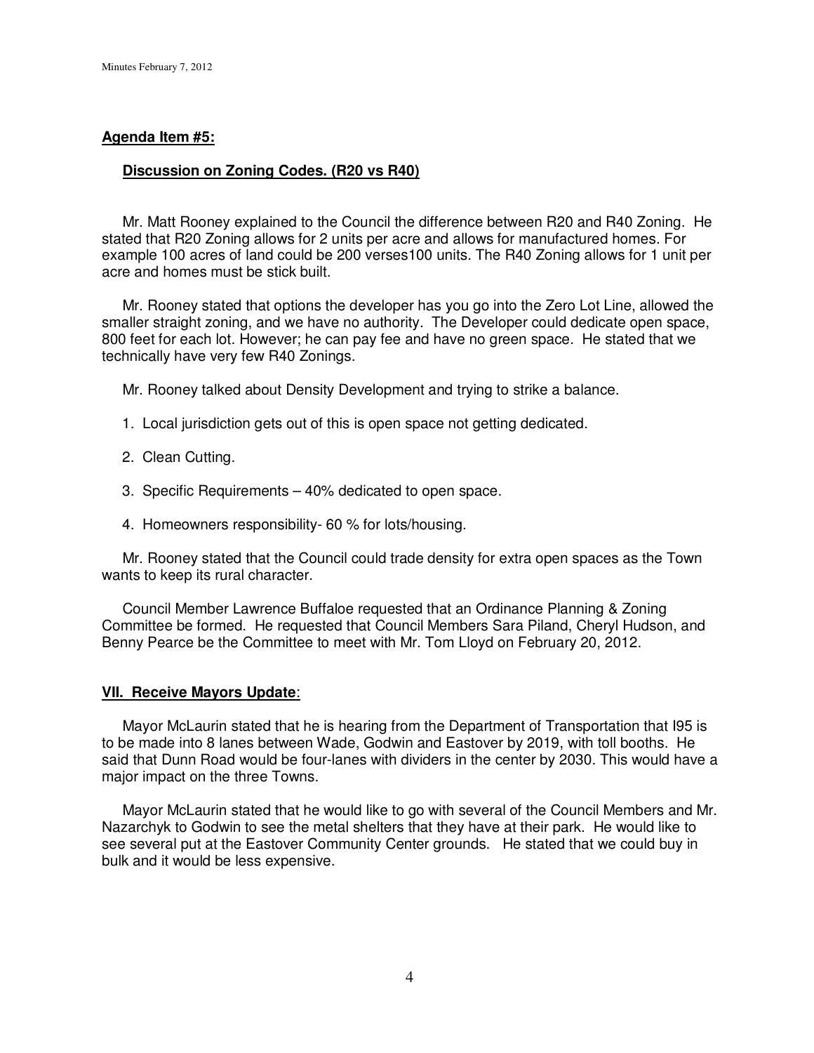**Agenda Item #5:**

**Discussion on Zoning Codes. (R20 vs R40)**

Mr. Matt Rooney explained to the Council the difference between R20 and R40 Zoning. He stated that R20 Zoning allows for 2 units per acre and allows for manufactured homes. For example 100 acres of land could be 200 verses100 units. The R40 Zoning allows for 1 unit per acre and homes must be stick built.

Mr. Rooney stated that options the developer has you go into the Zero Lot Line, allowed the smaller straight zoning, and we have no authority. The Developer could dedicate open space, 800 feet for each lot. However; he can pay fee and have no green space. He stated that we technically have very few R40 Zonings.

Mr. Rooney talked about Density Development and trying to strike a balance.

1. Local jurisdiction gets out of this is open space not getting dedicated.
2. Clean Cutting.
3. Specific Requirements – 40% dedicated to open space.
4. Homeowners responsibility- 60 % for lots/housing.

Mr. Rooney stated that the Council could trade density for extra open spaces as the Town wants to keep its rural character.

Council Member Lawrence Buffaloe requested that an Ordinance Planning & Zoning Committee be formed. He requested that Council Members Sara Piland, Cheryl Hudson, and Benny Pearce be the Committee to meet with Mr. Tom Lloyd on February 20, 2012.

**VII. Receive Mayors Update**:

Mayor McLaurin stated that he is hearing from the Department of Transportation that I95 is to be made into 8 lanes between Wade, Godwin and Eastover by 2019, with toll booths. He said that Dunn Road would be four-lanes with dividers in the center by 2030. This would have a major impact on the three Towns.

Mayor McLaurin stated that he would like to go with several of the Council Members and Mr. Nazarchyk to Godwin to see the metal shelters that they have at their park. He would like to see several put at the Eastover Community Center grounds. He stated that we could buy in bulk and it would be less expensive.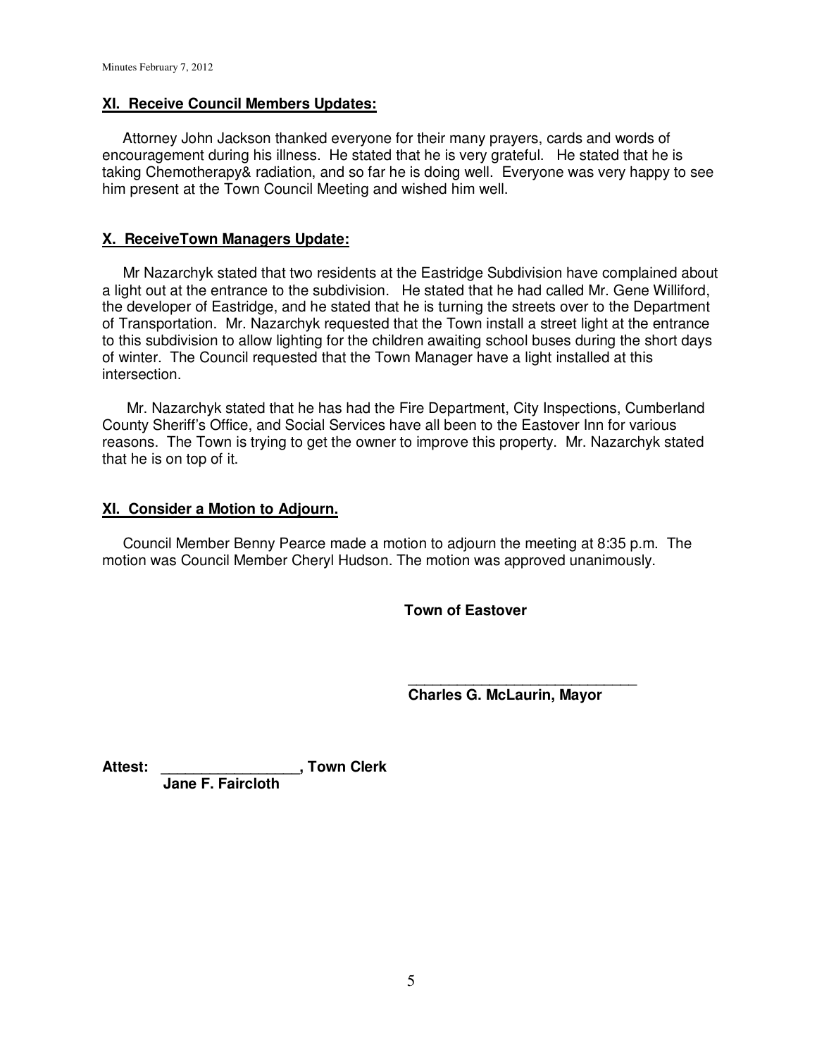## XI. Receive Council Members Updates:

Attorney John Jackson thanked everyone for their many prayers, cards and words of encouragement during his illness. He stated that he is very grateful. He stated that he is taking Chemotherapy& radiation, and so far he is doing well. Everyone was very happy to see him present at the Town Council Meeting and wished him well.

## X. ReceiveTown Managers Update:

Mr Nazarchyk stated that two residents at the Eastridge Subdivision have complained about a light out at the entrance to the subdivision. He stated that he had called Mr. Gene Williford, the developer of Eastridge, and he stated that he is turning the streets over to the Department of Transportation. Mr. Nazarchyk requested that the Town install a street light at the entrance to this subdivision to allow lighting for the children awaiting school buses during the short days of winter. The Council requested that the Town Manager have a light installed at this intersection.

Mr. Nazarchyk stated that he has had the Fire Department, City Inspections, Cumberland County Sheriff's Office, and Social Services have all been to the Eastover Inn for various reasons. The Town is trying to get the owner to improve this property. Mr. Nazarchyk stated that he is on top of it.

## XI. Consider a Motion to Adjourn.

Council Member Benny Pearce made a motion to adjourn the meeting at 8:35 p.m. The motion was Council Member Cheryl Hudson. The motion was approved unanimously.

**Town of Eastover**

\_\_\_\_\_\_\_\_\_\_\_\_\_\_\_\_\_\_\_\_\_\_\_\_\_\_\_\_\_\_
**Charles G. McLaurin, Mayor**

**Attest: \_\_\_\_\_\_\_\_\_\_\_\_\_\_\_\_\_, Town Clerk**
**Jane F. Faircloth**